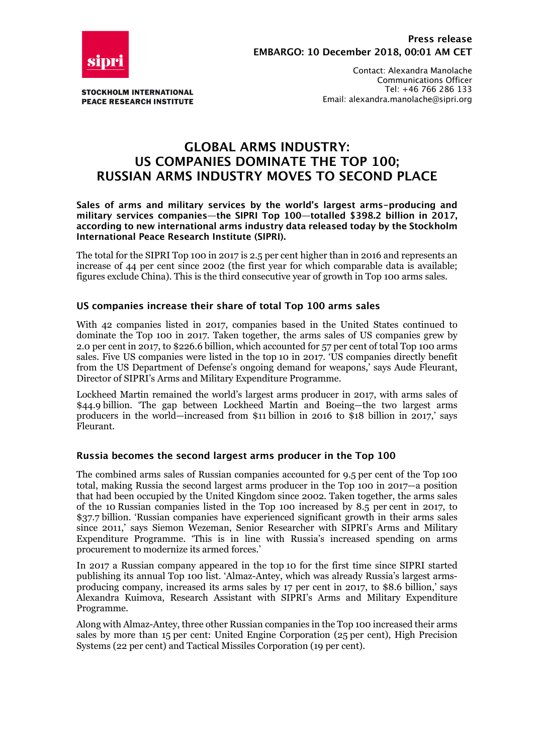**sipri**

**STOCKHOLM INTERNATIONAL PEACE RESEARCH INSTITUTE**

**Press release**
**EMBARGO: 10 December 2018, 00:01 AM CET**

Contact: Alexandra Manolache
Communications Officer
Tel: +46 766 286 133
Email: alexandra.manolache@sipri.org

# GLOBAL ARMS INDUSTRY: US COMPANIES DOMINATE THE TOP 100; RUSSIAN ARMS INDUSTRY MOVES TO SECOND PLACE

**Sales of arms and military services by the world's largest arms-producing and military services companies—the SIPRI Top 100—totalled $398.2 billion in 2017, according to new international arms industry data released today by the Stockholm International Peace Research Institute (SIPRI).**

The total for the SIPRI Top 100 in 2017 is 2.5 per cent higher than in 2016 and represents an increase of 44 per cent since 2002 (the first year for which comparable data is available; figures exclude China). This is the third consecutive year of growth in Top 100 arms sales.

## US companies increase their share of total Top 100 arms sales

With 42 companies listed in 2017, companies based in the United States continued to dominate the Top 100 in 2017. Taken together, the arms sales of US companies grew by 2.0 per cent in 2017, to $226.6 billion, which accounted for 57 per cent of total Top 100 arms sales. Five US companies were listed in the top 10 in 2017. 'US companies directly benefit from the US Department of Defense's ongoing demand for weapons,' says Aude Fleurant, Director of SIPRI's Arms and Military Expenditure Programme.

Lockheed Martin remained the world's largest arms producer in 2017, with arms sales of $44.9 billion. 'The gap between Lockheed Martin and Boeing—the two largest arms producers in the world—increased from $11 billion in 2016 to $18 billion in 2017,' says Fleurant.

## Russia becomes the second largest arms producer in the Top 100

The combined arms sales of Russian companies accounted for 9.5 per cent of the Top 100 total, making Russia the second largest arms producer in the Top 100 in 2017—a position that had been occupied by the United Kingdom since 2002. Taken together, the arms sales of the 10 Russian companies listed in the Top 100 increased by 8.5 per cent in 2017, to $37.7 billion. 'Russian companies have experienced significant growth in their arms sales since 2011,' says Siemon Wezeman, Senior Researcher with SIPRI's Arms and Military Expenditure Programme. 'This is in line with Russia's increased spending on arms procurement to modernize its armed forces.'

In 2017 a Russian company appeared in the top 10 for the first time since SIPRI started publishing its annual Top 100 list. 'Almaz-Antey, which was already Russia's largest arms-producing company, increased its arms sales by 17 per cent in 2017, to $8.6 billion,' says Alexandra Kuimova, Research Assistant with SIPRI's Arms and Military Expenditure Programme.

Along with Almaz-Antey, three other Russian companies in the Top 100 increased their arms sales by more than 15 per cent: United Engine Corporation (25 per cent), High Precision Systems (22 per cent) and Tactical Missiles Corporation (19 per cent).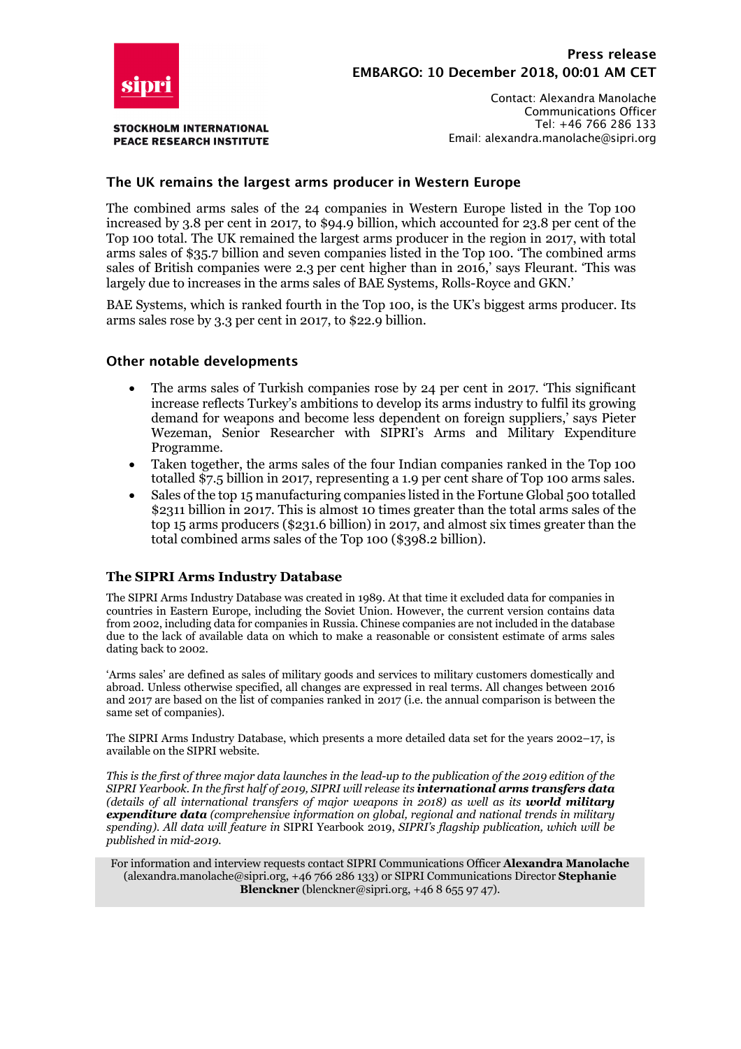## The UK remains the largest arms producer in Western Europe

The combined arms sales of the 24 companies in Western Europe listed in the Top 100 increased by 3.8 per cent in 2017, to $94.9 billion, which accounted for 23.8 per cent of the Top 100 total. The UK remained the largest arms producer in the region in 2017, with total arms sales of $35.7 billion and seven companies listed in the Top 100. 'The combined arms sales of British companies were 2.3 per cent higher than in 2016,' says Fleurant. 'This was largely due to increases in the arms sales of BAE Systems, Rolls-Royce and GKN.'

BAE Systems, which is ranked fourth in the Top 100, is the UK's biggest arms producer. Its arms sales rose by 3.3 per cent in 2017, to $22.9 billion.

## Other notable developments

- The arms sales of Turkish companies rose by 24 per cent in 2017. 'This significant increase reflects Turkey's ambitions to develop its arms industry to fulfil its growing demand for weapons and become less dependent on foreign suppliers,' says Pieter Wezeman, Senior Researcher with SIPRI's Arms and Military Expenditure Programme.
- Taken together, the arms sales of the four Indian companies ranked in the Top 100 totalled $7.5 billion in 2017, representing a 1.9 per cent share of Top 100 arms sales.
- Sales of the top 15 manufacturing companies listed in the Fortune Global 500 totalled $2311 billion in 2017. This is almost 10 times greater than the total arms sales of the top 15 arms producers ($231.6 billion) in 2017, and almost six times greater than the total combined arms sales of the Top 100 ($398.2 billion).

## The SIPRI Arms Industry Database

The SIPRI Arms Industry Database was created in 1989. At that time it excluded data for companies in countries in Eastern Europe, including the Soviet Union. However, the current version contains data from 2002, including data for companies in Russia. Chinese companies are not included in the database due to the lack of available data on which to make a reasonable or consistent estimate of arms sales dating back to 2002.

'Arms sales' are defined as sales of military goods and services to military customers domestically and abroad. Unless otherwise specified, all changes are expressed in real terms. All changes between 2016 and 2017 are based on the list of companies ranked in 2017 (i.e. the annual comparison is between the same set of companies).

The SIPRI Arms Industry Database, which presents a more detailed data set for the years 2002–17, is available on the SIPRI website.

*This is the first of three major data launches in the lead-up to the publication of the 2019 edition of the SIPRI Yearbook. In the first half of 2019, SIPRI will release its **international arms transfers data** (details of all international transfers of major weapons in 2018) as well as its **world military expenditure data** (comprehensive information on global, regional and national trends in military spending). All data will feature in* SIPRI Yearbook 2019, *SIPRI's flagship publication, which will be published in mid-2019.*

For information and interview requests contact SIPRI Communications Officer **Alexandra Manolache** (alexandra.manolache@sipri.org, +46 766 286 133) or SIPRI Communications Director **Stephanie Blenckner** (blenckner@sipri.org, +46 8 655 97 47).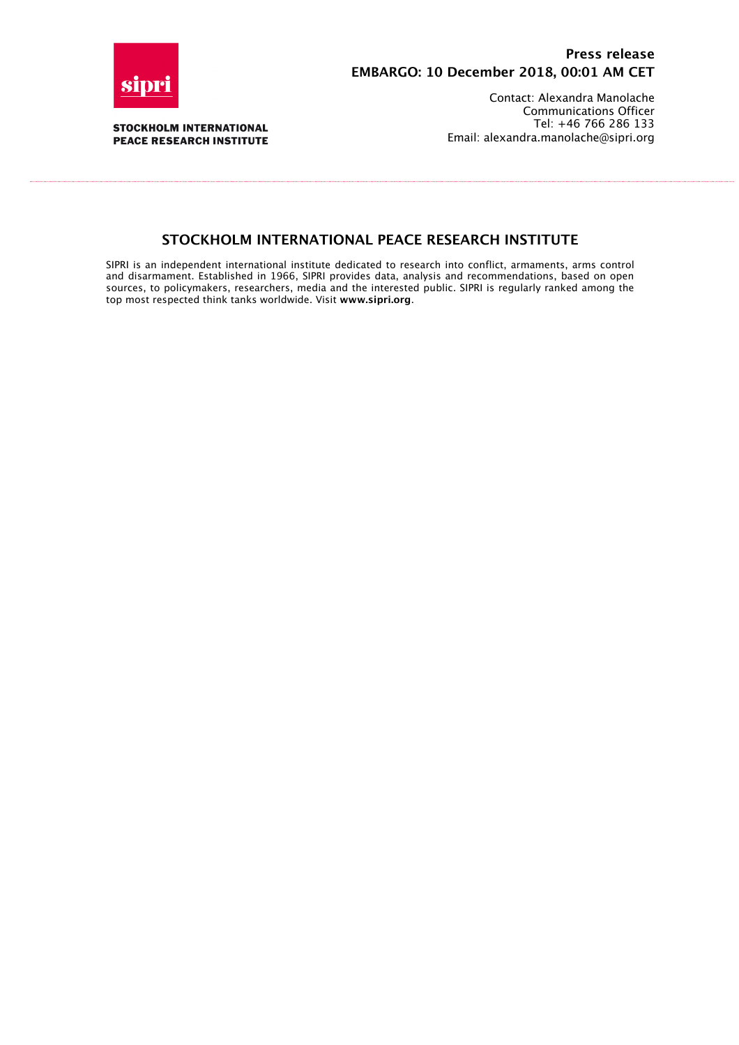**Press release**
**EMBARGO: 10 December 2018, 00:01 AM CET**

Contact: Alexandra Manolache
Communications Officer
Tel: +46 766 286 133
Email: alexandra.manolache@sipri.org

STOCKHOLM INTERNATIONAL PEACE RESEARCH INSTITUTE

## STOCKHOLM INTERNATIONAL PEACE RESEARCH INSTITUTE

SIPRI is an independent international institute dedicated to research into conflict, armaments, arms control and disarmament. Established in 1966, SIPRI provides data, analysis and recommendations, based on open sources, to policymakers, researchers, media and the interested public. SIPRI is regularly ranked among the top most respected think tanks worldwide. Visit **www.sipri.org**.